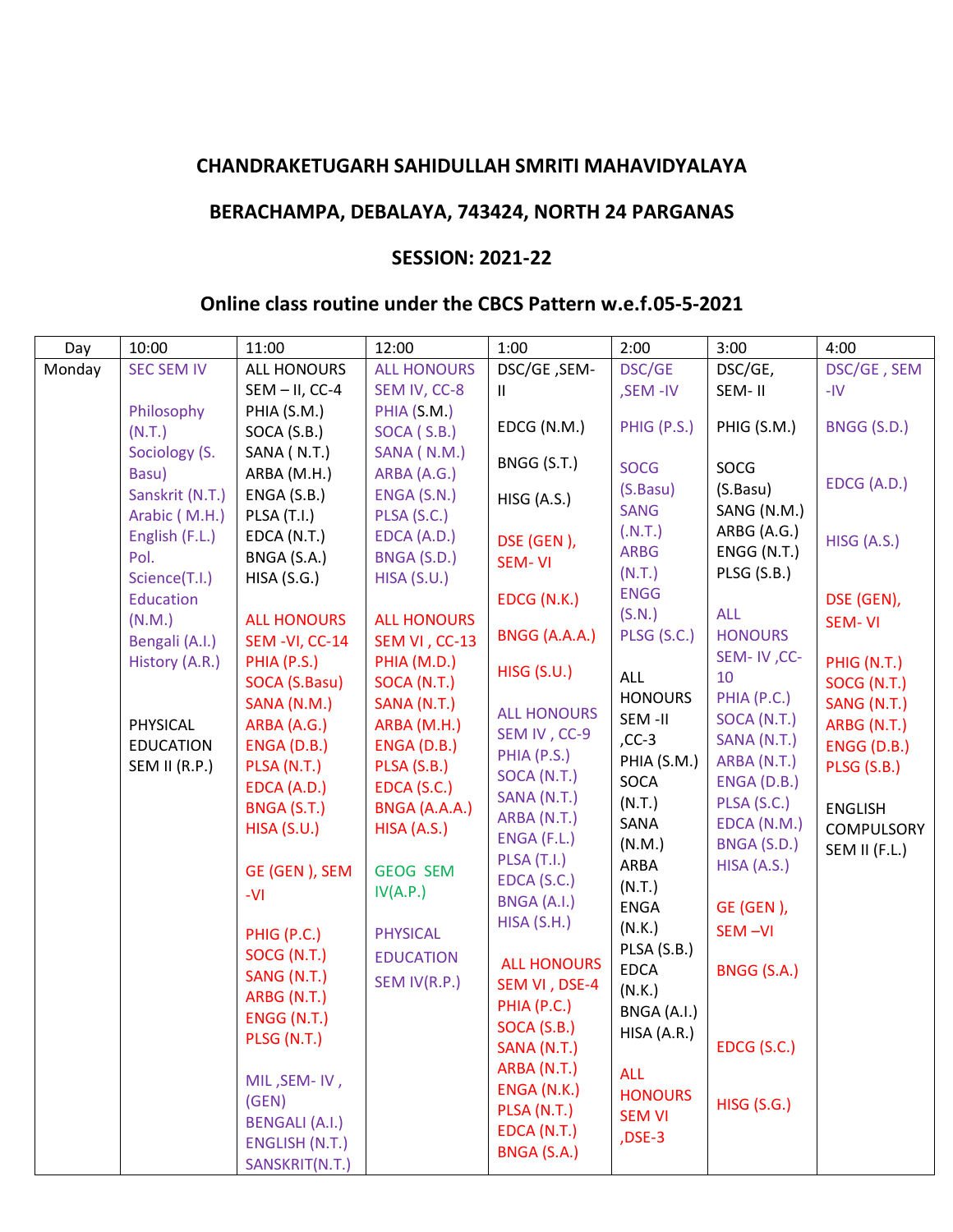**CHANDRAKETUGARH SAHIDULLAH SMRITI MAHAVIDYALAYA**

**BERACHAMPA, DEBALAYA, 743424, NORTH 24 PARGANAS**

**SESSION: 2021-22**

**Online class routine under the CBCS Pattern w.e.f.05-5-2021**

| Day | 10:00 | 11:00 | 12:00 | 1:00 | 2:00 | 3:00 | 4:00 |
|---|---|---|---|---|---|---|---|
| Monday | SEC SEM IV<br><br>Philosophy (N.T.)<br>Sociology (S. Basu)<br>Sanskrit (N.T.)<br>Arabic ( M.H.)<br>English (F.L.)<br>Pol. Science(T.I.)<br>Education (N.M.)<br>Bengali (A.I.)<br>History (A.R.)<br><br>PHYSICAL EDUCATION SEM II (R.P.) | ALL HONOURS SEM – II, CC-4<br>PHIA (S.M.)<br>SOCA (S.B.)<br>SANA ( N.T.)<br>ARBA (M.H.)<br>ENGA (S.B.)<br>PLSA (T.I.)<br>EDCA (N.T.)<br>BNGA (S.A.)<br>HISA (S.G.)<br><br>ALL HONOURS SEM -VI, CC-14<br>PHIA (P.S.)<br>SOCA (S.Basu)<br>SANA (N.M.)<br>ARBA (A.G.)<br>ENGA (D.B.)<br>PLSA (N.T.)<br>EDCA (A.D.)<br>BNGA (S.T.)<br>HISA (S.U.)<br><br>GE (GEN ), SEM -VI<br><br>PHIG (P.C.)<br>SOCG (N.T.)<br>SANG (N.T.)<br>ARBG (N.T.)<br>ENGG (N.T.)<br>PLSG (N.T.)<br><br>MIL ,SEM- IV , (GEN)<br>BENGALI (A.I.)<br>ENGLISH (N.T.)<br>SANSKRIT(N.T.) | ALL HONOURS SEM IV, CC-8<br>PHIA (S.M.)<br>SOCA ( S.B.)<br>SANA ( N.M.)<br>ARBA (A.G.)<br>ENGA (S.N.)<br>PLSA (S.C.)<br>EDCA (A.D.)<br>BNGA (S.D.)<br>HISA (S.U.)<br><br>ALL HONOURS SEM VI , CC-13<br>PHIA (M.D.)<br>SOCA (N.T.)<br>SANA (N.T.)<br>ARBA (M.H.)<br>ENGA (D.B.)<br>PLSA (S.B.)<br>EDCA (S.C.)<br>BNGA (A.A.A.)<br>HISA (A.S.)<br><br>GEOG SEM IV(A.P.)<br><br>PHYSICAL EDUCATION SEM IV(R.P.) | DSC/GE ,SEM- II<br><br>EDCG (N.M.)<br><br>BNGG (S.T.)<br><br>HISG (A.S.)<br><br>DSE (GEN ), SEM- VI<br><br>EDCG (N.K.)<br><br>BNGG (A.A.A.)<br><br>HISG (S.U.)<br><br>ALL HONOURS SEM IV , CC-9<br>PHIA (P.S.)<br>SOCA (N.T.)<br>SANA (N.T.)<br>ARBA (N.T.)<br>ENGA (F.L.)<br>PLSA (T.I.)<br>EDCA (S.C.)<br>BNGA (A.I.)<br>HISA (S.H.)<br><br>ALL HONOURS SEM VI , DSE-4<br>PHIA (P.C.)<br>SOCA (S.B.)<br>SANA (N.T.)<br>ARBA (N.T.)<br>ENGA (N.K.)<br>PLSA (N.T.)<br>EDCA (N.T.)<br>BNGA (S.A.) | DSC/GE ,SEM -IV<br><br>PHIG (P.S.)<br><br>SOCG (S.Basu)<br>SANG (.N.T.)<br>ARBG (N.T.)<br>ENGG (S.N.)<br>PLSG (S.C.)<br><br>ALL HONOURS SEM -II ,CC-3<br>PHIA (S.M.)<br>SOCA (N.T.)<br>SANA (N.M.)<br>ARBA (N.T.)<br>ENGA (N.K.)<br>PLSA (S.B.)<br>EDCA (N.K.)<br>BNGA (A.I.)<br>HISA (A.R.)<br><br>ALL HONOURS SEM VI ,DSE-3 | DSC/GE, SEM- II<br><br>PHIG (S.M.)<br><br>SOCG (S.Basu)<br>SANG (N.M.)<br>ARBG (A.G.)<br>ENGG (N.T.)<br>PLSG (S.B.)<br><br>ALL HONOURS SEM- IV ,CC-10<br>PHIA (P.C.)<br>SOCA (N.T.)<br>SANA (N.T.)<br>ARBA (N.T.)<br>ENGA (D.B.)<br>PLSA (S.C.)<br>EDCA (N.M.)<br>BNGA (S.D.)<br>HISA (A.S.)<br><br>GE (GEN ), SEM –VI<br><br>BNGG (S.A.)<br><br>EDCG (S.C.)<br><br>HISG (S.G.) | DSC/GE , SEM -IV<br><br>BNGG (S.D.)<br><br>EDCG (A.D.)<br><br>HISG (A.S.)<br><br>DSE (GEN), SEM- VI<br><br>PHIG (N.T.)<br>SOCG (N.T.)<br>SANG (N.T.)<br>ARBG (N.T.)<br>ENGG (D.B.)<br>PLSG (S.B.)<br><br>ENGLISH COMPULSORY SEM II (F.L.) |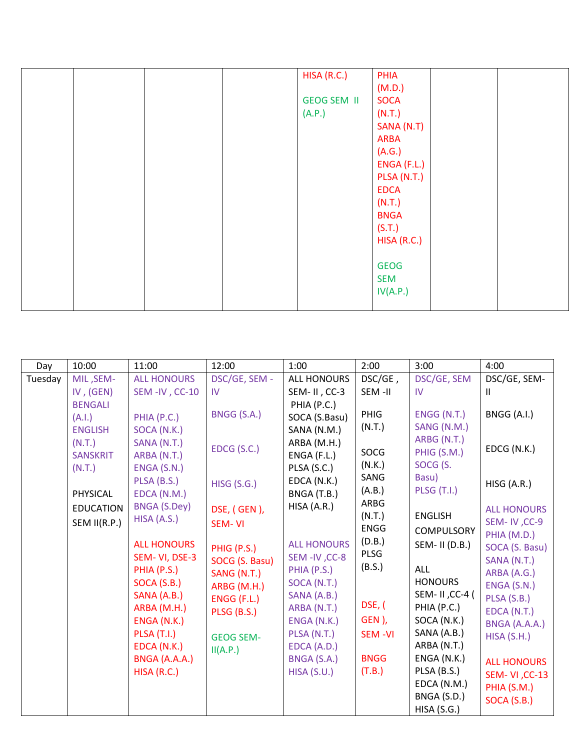| | | | | | | | |
|---|---|---|---|---|---|---|---|
| | | | | HISA (R.C.)<br><br>GEOG SEM II (A.P.) | PHIA (M.D.)<br>SOCA (N.T.)<br>SANA (N.T)<br>ARBA (A.G.)<br>ENGA (F.L.)<br>PLSA (N.T.)<br>EDCA (N.T.)<br>BNGA (S.T.)<br>HISA (R.C.)<br><br>GEOG SEM IV(A.P.) | | |

| Day | 10:00 | 11:00 | 12:00 | 1:00 | 2:00 | 3:00 | 4:00 |
|---|---|---|---|---|---|---|---|
| Tuesday | MIL ,SEM-IV , (GEN)<br>BENGALI (A.I.)<br>ENGLISH (N.T.)<br>SANSKRIT (N.T.)<br><br>PHYSICAL EDUCATION SEM II(R.P.) | ALL HONOURS SEM -IV , CC-10<br><br>PHIA (P.C.)<br>SOCA (N.K.)<br>SANA (N.T.)<br>ARBA (N.T.)<br>ENGA (S.N.)<br>PLSA (B.S.)<br>EDCA (N.M.)<br>BNGA (S.Dey)<br>HISA (A.S.)<br><br>ALL HONOURS SEM- VI, DSE-3<br>PHIA (P.S.)<br>SOCA (S.B.)<br>SANA (A.B.)<br>ARBA (M.H.)<br>ENGA (N.K.)<br>PLSA (T.I.)<br>EDCA (N.K.)<br>BNGA (A.A.A.)<br>HISA (R.C.) | DSC/GE, SEM - IV<br><br>BNGG (S.A.)<br><br>EDCG (S.C.)<br><br>HISG (S.G.)<br><br>DSE, ( GEN ), SEM- VI<br><br>PHIG (P.S.)<br>SOCG (S. Basu)<br>SANG (N.T.)<br>ARBG (M.H.)<br>ENGG (F.L.)<br>PLSG (B.S.)<br><br>GEOG SEM-II(A.P.) | ALL HONOURS SEM- II , CC-3<br>PHIA (P.C.)<br>SOCA (S.Basu)<br>SANA (N.M.)<br>ARBA (M.H.)<br>ENGA (F.L.)<br>PLSA (S.C.)<br>EDCA (N.K.)<br>BNGA (T.B.)<br>HISA (A.R.)<br><br>ALL HONOURS SEM -IV ,CC-8<br>PHIA (P.S.)<br>SOCA (N.T.)<br>SANA (A.B.)<br>ARBA (N.T.)<br>ENGA (N.K.)<br>PLSA (N.T.)<br>EDCA (A.D.)<br>BNGA (S.A.)<br>HISA (S.U.) | DSC/GE , SEM -II<br><br>PHIG (N.T.)<br><br>SOCG (N.K.)<br>SANG (A.B.)<br>ARBG (N.T.)<br>ENGG (D.B.)<br>PLSG (B.S.)<br><br>DSE, ( GEN ), SEM -VI<br><br>BNGG (T.B.) | DSC/GE, SEM IV<br><br>ENGG (N.T.)<br>SANG (N.M.)<br>ARBG (N.T.)<br>PHIG (S.M.)<br>SOCG (S. Basu)<br>PLSG (T.I.)<br><br>ENGLISH COMPULSORY SEM- II (D.B.)<br><br>ALL HONOURS SEM- II ,CC-4 (<br>PHIA (P.C.)<br>SOCA (N.K.)<br>SANA (A.B.)<br>ARBA (N.T.)<br>ENGA (N.K.)<br>PLSA (B.S.)<br>EDCA (N.M.)<br>BNGA (S.D.)<br>HISA (S.G.) | DSC/GE, SEM-II<br><br>BNGG (A.I.)<br><br>EDCG (N.K.)<br><br>HISG (A.R.)<br><br>ALL HONOURS SEM- IV ,CC-9<br>PHIA (M.D.)<br>SOCA (S. Basu)<br>SANA (N.T.)<br>ARBA (A.G.)<br>ENGA (S.N.)<br>PLSA (S.B.)<br>EDCA (N.T.)<br>BNGA (A.A.A.)<br>HISA (S.H.)<br><br>ALL HONOURS SEM- VI ,CC-13<br>PHIA (S.M.)<br>SOCA (S.B.) |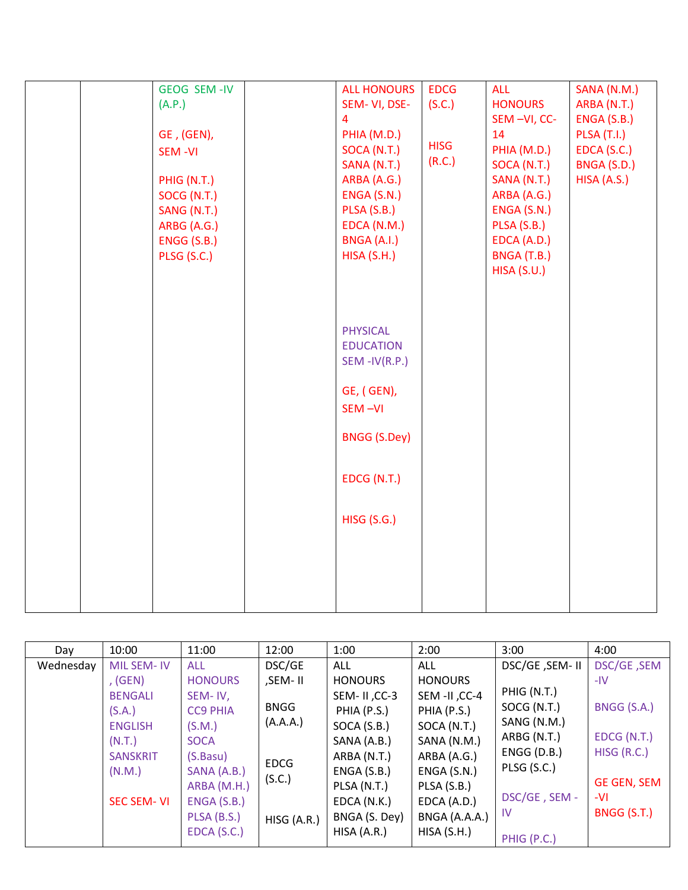| | | | | | | | |
|---|---|---|---|---|---|---|---|
| | | GEOG SEM -IV (A.P.)<br><br>GE , (GEN), SEM -VI<br><br>PHIG (N.T.)<br>SOCG (N.T.)<br>SANG (N.T.)<br>ARBG (A.G.)<br>ENGG (S.B.)<br>PLSG (S.C.) | | ALL HONOURS SEM- VI, DSE-4<br>PHIA (M.D.)<br>SOCA (N.T.)<br>SANA (N.T.)<br>ARBA (A.G.)<br>ENGA (S.N.)<br>PLSA (S.B.)<br>EDCA (N.M.)<br>BNGA (A.I.)<br>HISA (S.H.)<br><br>PHYSICAL EDUCATION SEM -IV(R.P.)<br><br>GE, ( GEN), SEM –VI<br><br>BNGG (S.Dey)<br><br>EDCG (N.T.)<br><br>HISG (S.G.) | EDCG (S.C.)<br><br>HISG (R.C.) | ALL HONOURS SEM –VI, CC-14<br>PHIA (M.D.)<br>SOCA (N.T.)<br>SANA (N.T.)<br>ARBA (A.G.)<br>ENGA (S.N.)<br>PLSA (S.B.)<br>EDCA (A.D.)<br>BNGA (T.B.)<br>HISA (S.U.) | SANA (N.M.)<br>ARBA (N.T.)<br>ENGA (S.B.)<br>PLSA (T.I.)<br>EDCA (S.C.)<br>BNGA (S.D.)<br>HISA (A.S.) |

| Day | 10:00 | 11:00 | 12:00 | 1:00 | 2:00 | 3:00 | 4:00 |
|---|---|---|---|---|---|---|---|
| Wednesday | MIL SEM- IV , (GEN)<br>BENGALI (S.A.)<br>ENGLISH (N.T.)<br>SANSKRIT (N.M.)<br><br>SEC SEM- VI | ALL HONOURS SEM- IV, CC9 PHIA (S.M.)<br>SOCA (S.Basu)<br>SANA (A.B.)<br>ARBA (M.H.)<br>ENGA (S.B.)<br>PLSA (B.S.)<br>EDCA (S.C.) | DSC/GE ,SEM- II<br><br>BNGG (A.A.A.)<br><br>EDCG (S.C.)<br><br>HISG (A.R.) | ALL HONOURS SEM- II ,CC-3<br>PHIA (P.S.)<br>SOCA (S.B.)<br>SANA (A.B.)<br>ARBA (N.T.)<br>ENGA (S.B.)<br>PLSA (N.T.)<br>EDCA (N.K.)<br>BNGA (S. Dey)<br>HISA (A.R.) | ALL HONOURS SEM -II ,CC-4<br>PHIA (P.S.)<br>SOCA (N.T.)<br>SANA (N.M.)<br>ARBA (A.G.)<br>ENGA (S.N.)<br>PLSA (S.B.)<br>EDCA (A.D.)<br>BNGA (A.A.A.)<br>HISA (S.H.) | DSC/GE ,SEM- II<br><br>PHIG (N.T.)<br>SOCG (N.T.)<br>SANG (N.M.)<br>ARBG (N.T.)<br>ENGG (D.B.)<br>PLSG (S.C.)<br><br>DSC/GE , SEM - IV<br><br>PHIG (P.C.) | DSC/GE ,SEM -IV<br><br>BNGG (S.A.)<br><br>EDCG (N.T.)<br>HISG (R.C.)<br><br>GE GEN, SEM -VI<br>BNGG (S.T.) |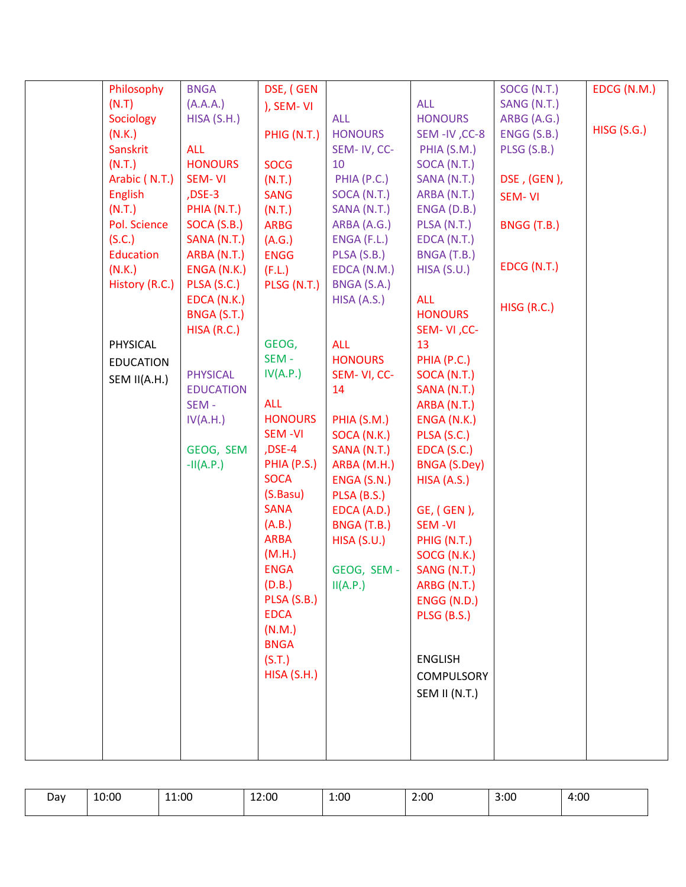| | | | | | | | |
|---|---|---|---|---|---|---|---|
| | Philosophy (N.T) Sociology (N.K.) Sanskrit (N.T.) Arabic ( N.T.) English (N.T.) Pol. Science (S.C.) Education (N.K.) History (R.C.)<br><br>PHYSICAL EDUCATION SEM II(A.H.) | BNGA (A.A.A.) HISA (S.H.)<br><br>ALL HONOURS SEM- VI ,DSE-3 PHIA (N.T.) SOCA (S.B.) SANA (N.T.) ARBA (N.T.) ENGA (N.K.) PLSA (S.C.) EDCA (N.K.) BNGA (S.T.) HISA (R.C.)<br><br>PHYSICAL EDUCATION SEM - IV(A.H.)<br><br>GEOG, SEM -II(A.P.) | DSE, ( GEN ), SEM- VI<br><br>PHIG (N.T.)<br><br>SOCG (N.T.) SANG (N.T.) ARBG (A.G.) ENGG (F.L.) PLSG (N.T.)<br><br>GEOG, SEM - IV(A.P.)<br><br>ALL HONOURS SEM -VI ,DSE-4 PHIA (P.S.) SOCA (S.Basu) SANA (A.B.) ARBA (M.H.) ENGA (D.B.) PLSA (S.B.) EDCA (N.M.) BNGA (S.T.) HISA (S.H.) | ALL HONOURS SEM- IV, CC-10<br>PHIA (P.C.) SOCA (N.T.) SANA (N.T.) ARBA (A.G.) ENGA (F.L.) PLSA (S.B.) EDCA (N.M.) BNGA (S.A.) HISA (A.S.)<br><br>ALL HONOURS SEM- VI, CC-14<br><br>PHIA (S.M.) SOCA (N.K.) SANA (N.T.) ARBA (M.H.) ENGA (S.N.) PLSA (B.S.) EDCA (A.D.) BNGA (T.B.) HISA (S.U.)<br><br>GEOG, SEM - II(A.P.) | ALL HONOURS SEM -IV ,CC-8 PHIA (S.M.) SOCA (N.T.) SANA (N.T.) ARBA (N.T.) ENGA (D.B.) PLSA (N.T.) EDCA (N.T.) BNGA (T.B.) HISA (S.U.)<br><br>ALL HONOURS SEM- VI ,CC-13 PHIA (P.C.) SOCA (N.T.) SANA (N.T.) ARBA (N.T.) ENGA (N.K.) PLSA (S.C.) EDCA (S.C.) BNGA (S.Dey) HISA (A.S.)<br><br>GE, ( GEN ), SEM -VI PHIG (N.T.) SOCG (N.K.) SANG (N.T.) ARBG (N.T.) ENGG (N.D.) PLSG (B.S.)<br><br>ENGLISH COMPULSORY SEM II (N.T.) | SOCG (N.T.) SANG (N.T.) ARBG (A.G.) ENGG (S.B.) PLSG (S.B.)<br><br>DSE , (GEN ), SEM- VI<br><br>BNGG (T.B.)<br><br>EDCG (N.T.)<br><br>HISG (R.C.) | EDCG (N.M.)<br><br>HISG (S.G.) |

| Day | 10:00 | 11:00 | 12:00 | 1:00 | 2:00 | 3:00 | 4:00 |
|---|---|---|---|---|---|---|---|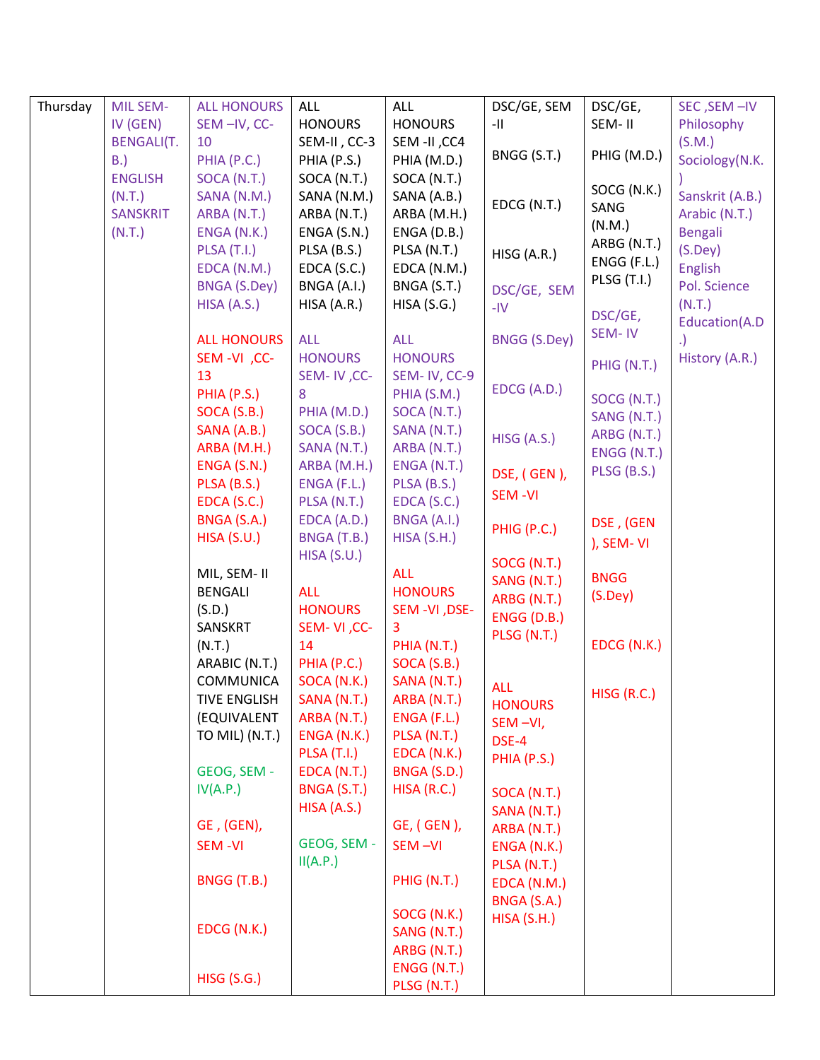| Thursday | MIL SEM-IV (GEN) BENGALI(T.B.) ENGLISH (N.T.) SANSKRIT (N.T.) | ALL HONOURS SEM –IV, CC-10 PHIA (P.C.) SOCA (N.T.) SANA (N.M.) ARBA (N.T.) ENGA (N.K.) PLSA (T.I.) EDCA (N.M.) BNGA (S.Dey) HISA (A.S.)<br><br>ALL HONOURS SEM -VI ,CC-13 PHIA (P.S.) SOCA (S.B.) SANA (A.B.) ARBA (M.H.) ENGA (S.N.) PLSA (B.S.) EDCA (S.C.) BNGA (S.A.) HISA (S.U.)<br><br>MIL, SEM- II BENGALI (S.D.) SANSKRT (N.T.) ARABIC (N.T.) COMMUNICATIVE ENGLISH (EQUIVALENT TO MIL) (N.T.)<br><br>GEOG, SEM -IV(A.P.)<br><br>GE , (GEN), SEM -VI<br><br>BNGG (T.B.)<br><br>EDCG (N.K.)<br><br>HISG (S.G.) | ALL HONOURS SEM-II , CC-3 PHIA (P.S.) SOCA (N.T.) SANA (N.M.) ARBA (N.T.) ENGA (S.N.) PLSA (B.S.) EDCA (S.C.) BNGA (A.I.) HISA (A.R.)<br><br>ALL HONOURS SEM- IV ,CC-8 PHIA (M.D.) SOCA (S.B.) SANA (N.T.) ARBA (M.H.) ENGA (F.L.) PLSA (N.T.) EDCA (A.D.) BNGA (T.B.) HISA (S.U.)<br><br>ALL HONOURS SEM- VI ,CC-14 PHIA (P.C.) SOCA (N.K.) SANA (N.T.) ARBA (N.T.) ENGA (N.K.) PLSA (T.I.) EDCA (N.T.) BNGA (S.T.) HISA (A.S.)<br><br>GEOG, SEM -II(A.P.) | ALL HONOURS SEM -II ,CC4 PHIA (M.D.) SOCA (N.T.) SANA (A.B.) ARBA (M.H.) ENGA (D.B.) PLSA (N.T.) EDCA (N.M.) BNGA (S.T.) HISA (S.G.)<br><br>ALL HONOURS SEM- IV, CC-9 PHIA (S.M.) SOCA (N.T.) SANA (N.T.) ARBA (N.T.) ENGA (N.T.) PLSA (B.S.) EDCA (S.C.) BNGA (A.I.) HISA (S.H.)<br><br>ALL HONOURS SEM -VI ,DSE-3 PHIA (N.T.) SOCA (S.B.) SANA (N.T.) ARBA (N.T.) ENGA (F.L.) PLSA (N.T.) EDCA (N.K.) BNGA (S.D.) HISA (R.C.)<br><br>GE, ( GEN ), SEM –VI<br><br>PHIG (N.T.)<br><br>SOCG (N.K.) SANG (N.T.) ARBG (N.T.) ENGG (N.T.) PLSG (N.T.) | DSC/GE, SEM -II<br><br>BNGG (S.T.)<br><br>EDCG (N.T.)<br><br>HISG (A.R.)<br><br>DSC/GE, SEM -IV<br><br>BNGG (S.Dey)<br><br>EDCG (A.D.)<br><br>HISG (A.S.)<br><br>DSE, ( GEN ), SEM -VI<br><br>PHIG (P.C.)<br><br>SOCG (N.T.) SANG (N.T.) ARBG (N.T.) ENGG (D.B.) PLSG (N.T.)<br><br>ALL HONOURS SEM –VI, DSE-4 PHIA (P.S.)<br><br>SOCA (N.T.) SANA (N.T.) ARBA (N.T.) ENGA (N.K.) PLSA (N.T.) EDCA (N.M.) BNGA (S.A.) HISA (S.H.) | DSC/GE, SEM- II<br><br>PHIG (M.D.)<br><br>SOCG (N.K.) SANG (N.M.) ARBG (N.T.) ENGG (F.L.) PLSG (T.I.)<br><br>DSC/GE, SEM- IV<br><br>PHIG (N.T.)<br><br>SOCG (N.T.) SANG (N.T.) ARBG (N.T.) ENGG (N.T.) PLSG (B.S.)<br><br>DSE , (GEN ), SEM- VI<br><br>BNGG (S.Dey)<br><br>EDCG (N.K.)<br><br>HISG (R.C.) | SEC ,SEM –IV Philosophy (S.M.) Sociology(N.K.) Sanskrit (A.B.) Arabic (N.T.) Bengali (S.Dey) English Pol. Science (N.T.) Education(A.D.) History (A.R.) |
|---|---|---|---|---|---|---|---|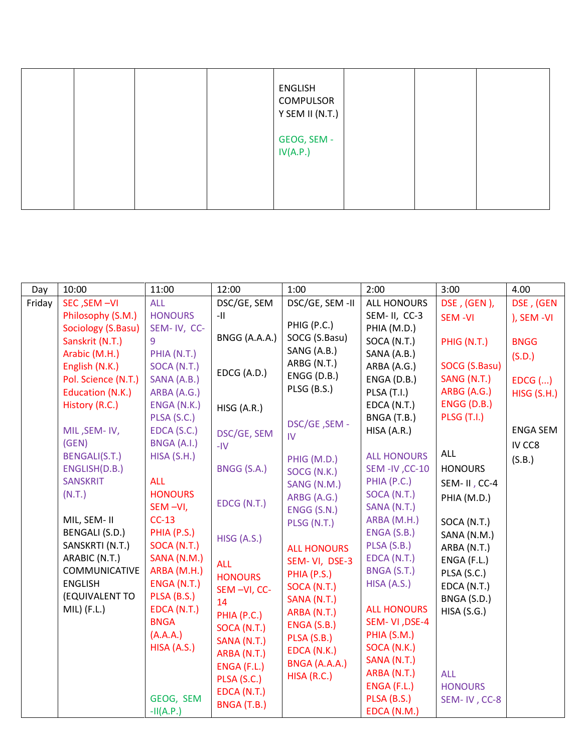| | | | | ENGLISH COMPULSORY SEM II (N.T.) GEOG, SEM - IV(A.P.) | | | |
|---|---|---|---|---|---|---|---|

| Day | 10:00 | 11:00 | 12:00 | 1:00 | 2:00 | 3:00 | 4.00 |
|---|---|---|---|---|---|---|---|
| Friday | SEC ,SEM –VI Philosophy (S.M.) Sociology (S.Basu) Sanskrit (N.T.) Arabic (M.H.) English (N.K.) Pol. Science (N.T.) Education (N.K.) History (R.C.) MIL ,SEM- IV, (GEN) BENGALI(S.T.) ENGLISH(D.B.) SANSKRIT (N.T.) MIL, SEM- II BENGALI (S.D.) SANSKRTI (N.T.) ARABIC (N.T.) COMMUNICATIVE ENGLISH (EQUIVALENT TO MIL) (F.L.) | ALL HONOURS SEM- IV, CC-9 PHIA (N.T.) SOCA (N.T.) SANA (A.B.) ARBA (A.G.) ENGA (N.K.) PLSA (S.C.) EDCA (S.C.) BNGA (A.I.) HISA (S.H.) ALL HONOURS SEM –VI, CC-13 PHIA (P.S.) SOCA (N.T.) SANA (N.M.) ARBA (M.H.) ENGA (N.T.) PLSA (B.S.) EDCA (N.T.) BNGA (A.A.A.) HISA (A.S.) GEOG, SEM -II(A.P.) | DSC/GE, SEM -II BNGG (A.A.A.) EDCG (A.D.) HISG (A.R.) DSC/GE, SEM -IV BNGG (S.A.) EDCG (N.T.) HISG (A.S.) ALL HONOURS SEM –VI, CC-14 PHIA (P.C.) SOCA (N.T.) SANA (N.T.) ARBA (N.T.) ENGA (F.L.) PLSA (S.C.) EDCA (N.T.) BNGA (T.B.) | DSC/GE, SEM -II PHIG (P.C.) SOCG (S.Basu) SANG (A.B.) ARBG (N.T.) ENGG (D.B.) PLSG (B.S.) DSC/GE ,SEM - IV PHIG (M.D.) SOCG (N.K.) SANG (N.M.) ARBG (A.G.) ENGG (S.N.) PLSG (N.T.) ALL HONOURS SEM- VI, DSE-3 PHIA (P.S.) SOCA (N.T.) SANA (N.T.) ARBA (N.T.) ENGA (S.B.) PLSA (S.B.) EDCA (N.K.) BNGA (A.A.A.) HISA (R.C.) | ALL HONOURS SEM- II, CC-3 PHIA (M.D.) SOCA (N.T.) SANA (A.B.) ARBA (A.G.) ENGA (D.B.) PLSA (T.I.) EDCA (N.T.) BNGA (T.B.) HISA (A.R.) ALL HONOURS SEM -IV ,CC-10 PHIA (P.C.) SOCA (N.T.) SANA (N.T.) ARBA (M.H.) ENGA (S.B.) PLSA (S.B.) EDCA (N.T.) BNGA (S.T.) HISA (A.S.) ALL HONOURS SEM- VI ,DSE-4 PHIA (S.M.) SOCA (N.K.) SANA (N.T.) ARBA (N.T.) ENGA (F.L.) PLSA (B.S.) EDCA (N.M.) | DSE , (GEN ), SEM -VI PHIG (N.T.) SOCG (S.Basu) SANG (N.T.) ARBG (A.G.) ENGG (D.B.) PLSG (T.I.) ALL HONOURS SEM- II , CC-4 PHIA (M.D.) SOCA (N.T.) SANA (N.M.) ARBA (N.T.) ENGA (F.L.) PLSA (S.C.) EDCA (N.T.) BNGA (S.D.) HISA (S.G.) ALL HONOURS SEM- IV , CC-8 | DSE , (GEN ), SEM -VI BNGG (S.D.) EDCG (...) HISG (S.H.) ENGA SEM IV CC8 (S.B.) |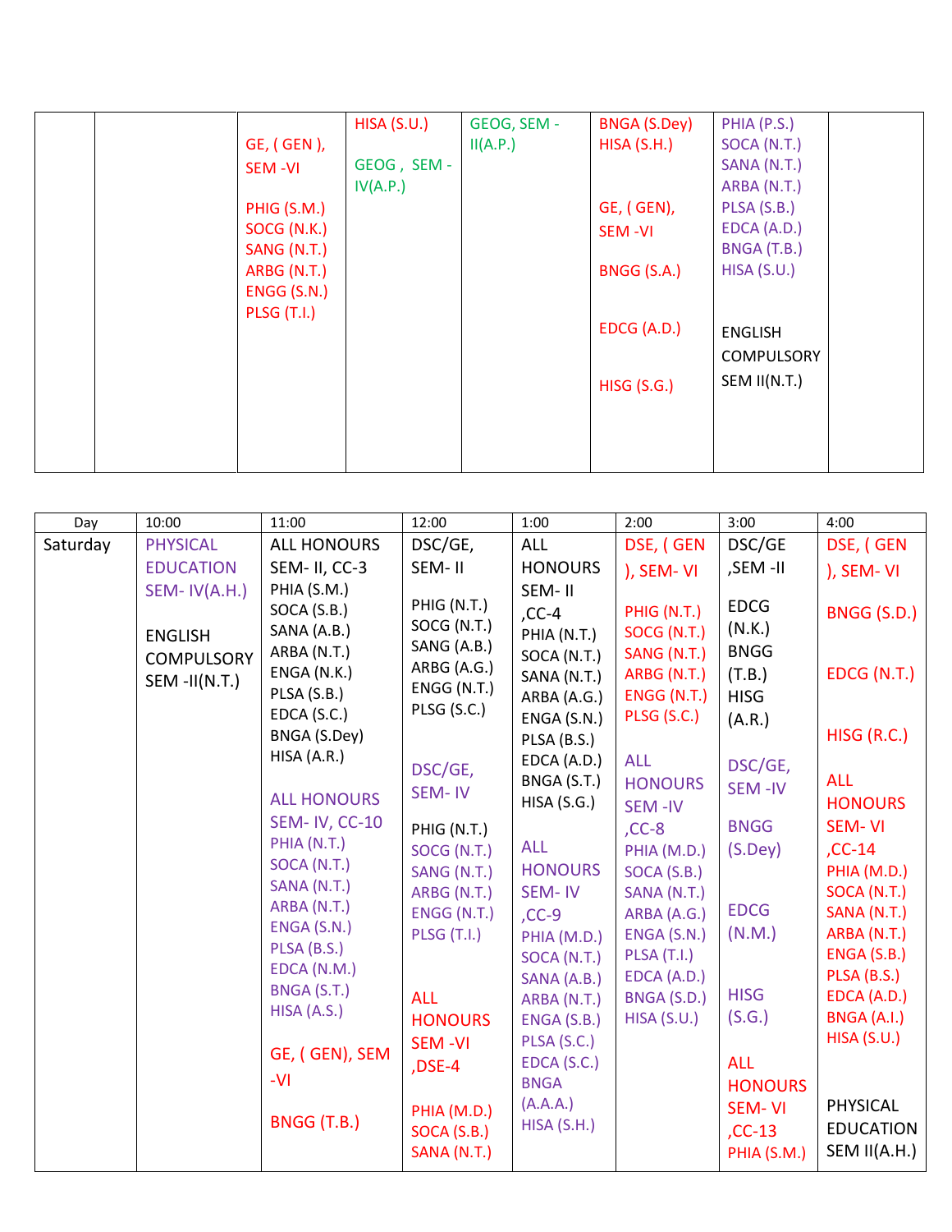| | | | | | | | |
|---|---|---|---|---|---|---|---|
| | | GE, ( GEN ), SEM -VI<br><br>PHIG (S.M.)<br>SOCG (N.K.)<br>SANG (N.T.)<br>ARBG (N.T.)<br>ENGG (S.N.)<br>PLSG (T.I.) | HISA (S.U.)<br><br>GEOG , SEM - IV(A.P.) | GEOG, SEM - II(A.P.) | BNGA (S.Dey)<br>HISA (S.H.)<br><br>GE, ( GEN), SEM -VI<br><br>BNGG (S.A.)<br><br>EDCG (A.D.)<br><br>HISG (S.G.) | PHIA (P.S.)<br>SOCA (N.T.)<br>SANA (N.T.)<br>ARBA (N.T.)<br>PLSA (S.B.)<br>EDCA (A.D.)<br>BNGA (T.B.)<br>HISA (S.U.)<br><br>ENGLISH COMPULSORY SEM II(N.T.) | |

| Day | 10:00 | 11:00 | 12:00 | 1:00 | 2:00 | 3:00 | 4:00 |
|---|---|---|---|---|---|---|---|
| Saturday | PHYSICAL EDUCATION SEM- IV(A.H.)<br><br>ENGLISH COMPULSORY SEM -II(N.T.) | ALL HONOURS SEM- II, CC-3<br>PHIA (S.M.)<br>SOCA (S.B.)<br>SANA (A.B.)<br>ARBA (N.T.)<br>ENGA (N.K.)<br>PLSA (S.B.)<br>EDCA (S.C.)<br>BNGA (S.Dey)<br>HISA (A.R.)<br><br>ALL HONOURS SEM- IV, CC-10<br>PHIA (N.T.)<br>SOCA (N.T.)<br>SANA (N.T.)<br>ARBA (N.T.)<br>ENGA (S.N.)<br>PLSA (B.S.)<br>EDCA (N.M.)<br>BNGA (S.T.)<br>HISA (A.S.)<br><br>GE, ( GEN), SEM -VI<br><br>BNGG (T.B.) | DSC/GE, SEM- II<br><br>PHIG (N.T.)<br>SOCG (N.T.)<br>SANG (A.B.)<br>ARBG (A.G.)<br>ENGG (N.T.)<br>PLSG (S.C.)<br><br>DSC/GE, SEM- IV<br><br>PHIG (N.T.)<br>SOCG (N.T.)<br>SANG (N.T.)<br>ARBG (N.T.)<br>ENGG (N.T.)<br>PLSG (T.I.)<br><br>ALL HONOURS SEM -VI ,DSE-4<br><br>PHIA (M.D.)<br>SOCA (S.B.)<br>SANA (N.T.) | ALL HONOURS SEM- II ,CC-4<br>PHIA (N.T.)<br>SOCA (N.T.)<br>SANA (N.T.)<br>ARBA (A.G.)<br>ENGA (S.N.)<br>PLSA (B.S.)<br>EDCA (A.D.)<br>BNGA (S.T.)<br>HISA (S.G.)<br><br>ALL HONOURS SEM- IV ,CC-9<br>PHIA (M.D.)<br>SOCA (N.T.)<br>SANA (A.B.)<br>ARBA (N.T.)<br>ENGA (S.B.)<br>PLSA (S.C.)<br>EDCA (S.C.)<br>BNGA (A.A.A.)<br>HISA (S.H.) | DSE, ( GEN ), SEM- VI<br><br>PHIG (N.T.)<br>SOCG (N.T.)<br>SANG (N.T.)<br>ARBG (N.T.)<br>ENGG (N.T.)<br>PLSG (S.C.)<br><br>ALL HONOURS SEM -IV ,CC-8<br>PHIA (M.D.)<br>SOCA (S.B.)<br>SANA (N.T.)<br>ARBA (A.G.)<br>ENGA (S.N.)<br>PLSA (T.I.)<br>EDCA (A.D.)<br>BNGA (S.D.)<br>HISA (S.U.) | DSC/GE ,SEM -II<br><br>EDCG (N.K.)<br>BNGG (T.B.)<br>HISG (A.R.)<br><br>DSC/GE, SEM -IV<br><br>BNGG (S.Dey)<br><br>EDCG (N.M.)<br><br>HISG (S.G.)<br><br>ALL HONOURS SEM- VI ,CC-13<br>PHIA (S.M.) | DSE, ( GEN ), SEM- VI<br><br>BNGG (S.D.)<br><br>EDCG (N.T.)<br><br>HISG (R.C.)<br><br>ALL HONOURS SEM- VI ,CC-14<br>PHIA (M.D.)<br>SOCA (N.T.)<br>SANA (N.T.)<br>ARBA (N.T.)<br>ENGA (S.B.)<br>PLSA (B.S.)<br>EDCA (A.D.)<br>BNGA (A.I.)<br>HISA (S.U.)<br><br>PHYSICAL EDUCATION SEM II(A.H.) |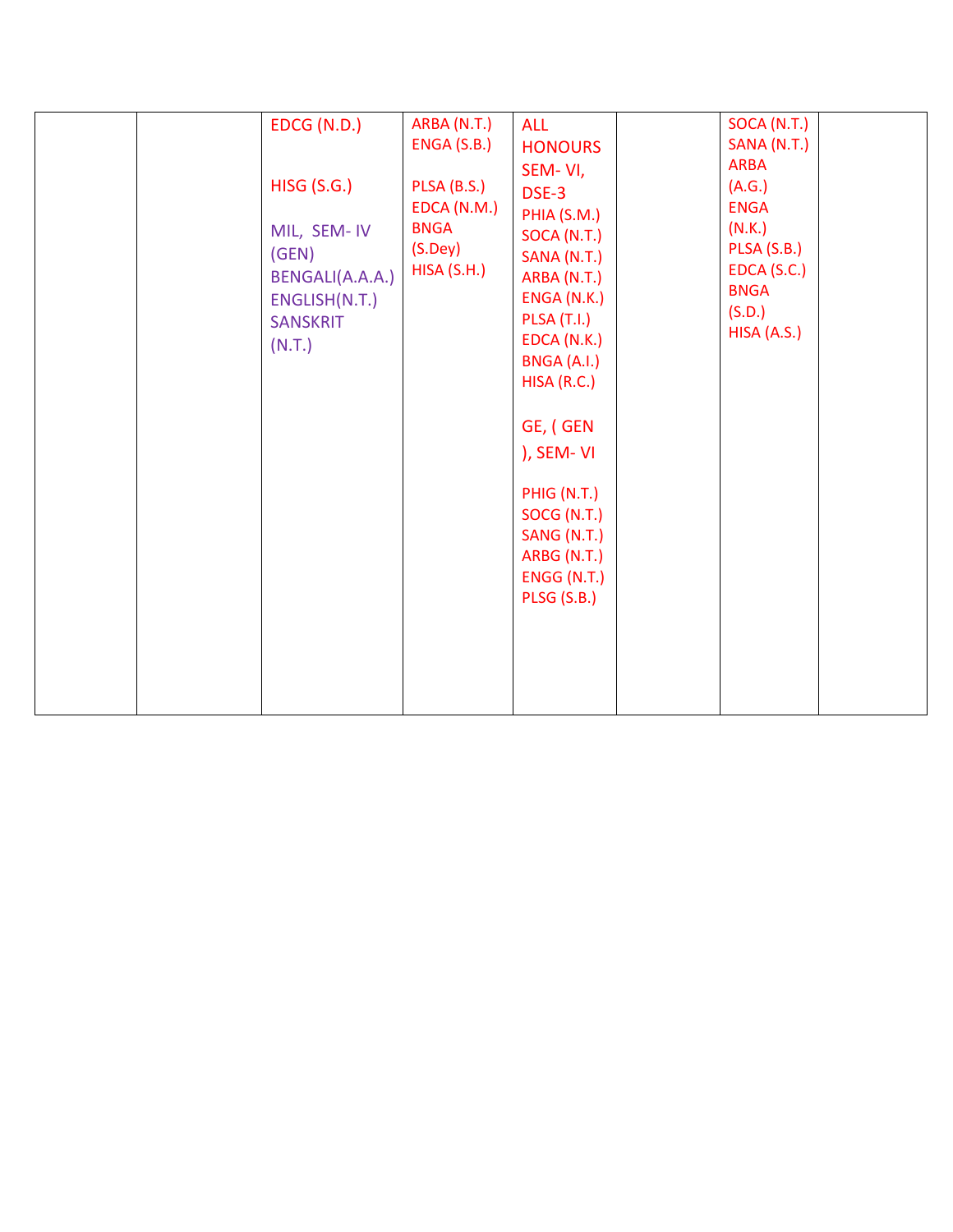| | | | | | | | |
|---|---|---|---|---|---|---|---|
| | | EDCG (N.D.)<br><br>HISG (S.G.)<br><br>MIL, SEM- IV (GEN)<br>BENGALI(A.A.A.)<br>ENGLISH(N.T.)<br>SANSKRIT (N.T.) | ARBA (N.T.)<br>ENGA (S.B.)<br><br>PLSA (B.S.)<br>EDCA (N.M.)<br>BNGA (S.Dey)<br>HISA (S.H.) | ALL HONOURS SEM- VI, DSE-3<br>PHIA (S.M.)<br>SOCA (N.T.)<br>SANA (N.T.)<br>ARBA (N.T.)<br>ENGA (N.K.)<br>PLSA (T.I.)<br>EDCA (N.K.)<br>BNGA (A.I.)<br>HISA (R.C.)<br><br>GE, ( GEN ), SEM- VI<br><br>PHIG (N.T.)<br>SOCG (N.T.)<br>SANG (N.T.)<br>ARBG (N.T.)<br>ENGG (N.T.)<br>PLSG (S.B.) | | SOCA (N.T.)<br>SANA (N.T.)<br>ARBA (A.G.)<br>ENGA (N.K.)<br>PLSA (S.B.)<br>EDCA (S.C.)<br>BNGA (S.D.)<br>HISA (A.S.) | |